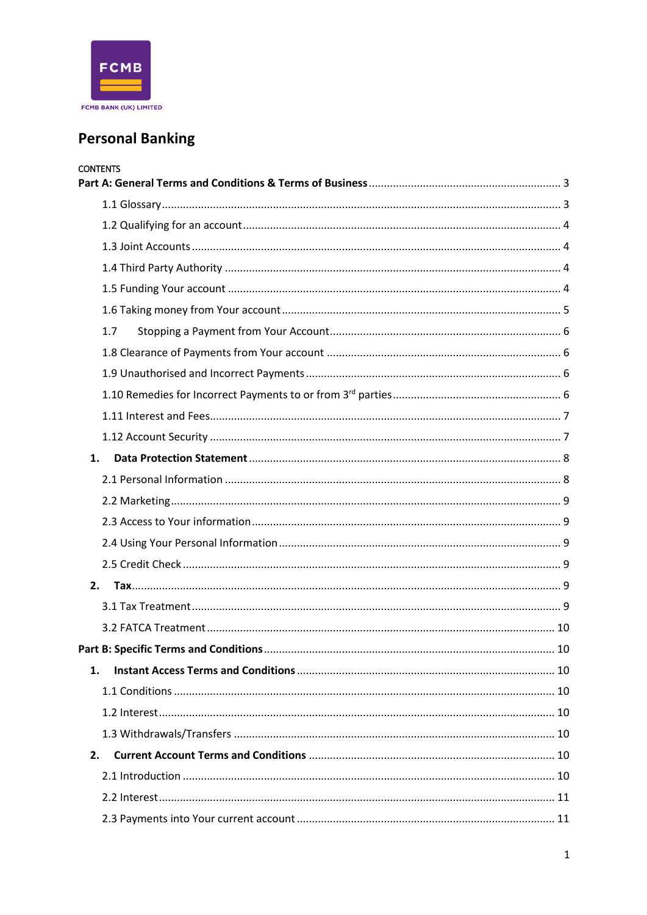FCMB BANK (UK) LIMITED

# Personal Banking

CONTENTS

**Part A: General Terms and Conditions & Terms of Business** ........ 3

- 1.1 Glossary ........ 3
- 1.2 Qualifying for an account ........ 4
- 1.3 Joint Accounts ........ 4
- 1.4 Third Party Authority ........ 4
- 1.5 Funding Your account ........ 4
- 1.6 Taking money from Your account ........ 5
- 1.7 Stopping a Payment from Your Account ........ 6
- 1.8 Clearance of Payments from Your account ........ 6
- 1.9 Unauthorised and Incorrect Payments ........ 6
- 1.10 Remedies for Incorrect Payments to or from 3rd parties ........ 6
- 1.11 Interest and Fees ........ 7
- 1.12 Account Security ........ 7

**1. Data Protection Statement** ........ 8

- 2.1 Personal Information ........ 8
- 2.2 Marketing ........ 9
- 2.3 Access to Your information ........ 9
- 2.4 Using Your Personal Information ........ 9
- 2.5 Credit Check ........ 9

**2. Tax** ........ 9

- 3.1 Tax Treatment ........ 9
- 3.2 FATCA Treatment ........ 10

**Part B: Specific Terms and Conditions** ........ 10

**1. Instant Access Terms and Conditions** ........ 10

- 1.1 Conditions ........ 10
- 1.2 Interest ........ 10
- 1.3 Withdrawals/Transfers ........ 10

**2. Current Account Terms and Conditions** ........ 10

- 2.1 Introduction ........ 10
- 2.2 Interest ........ 11
- 2.3 Payments into Your current account ........ 11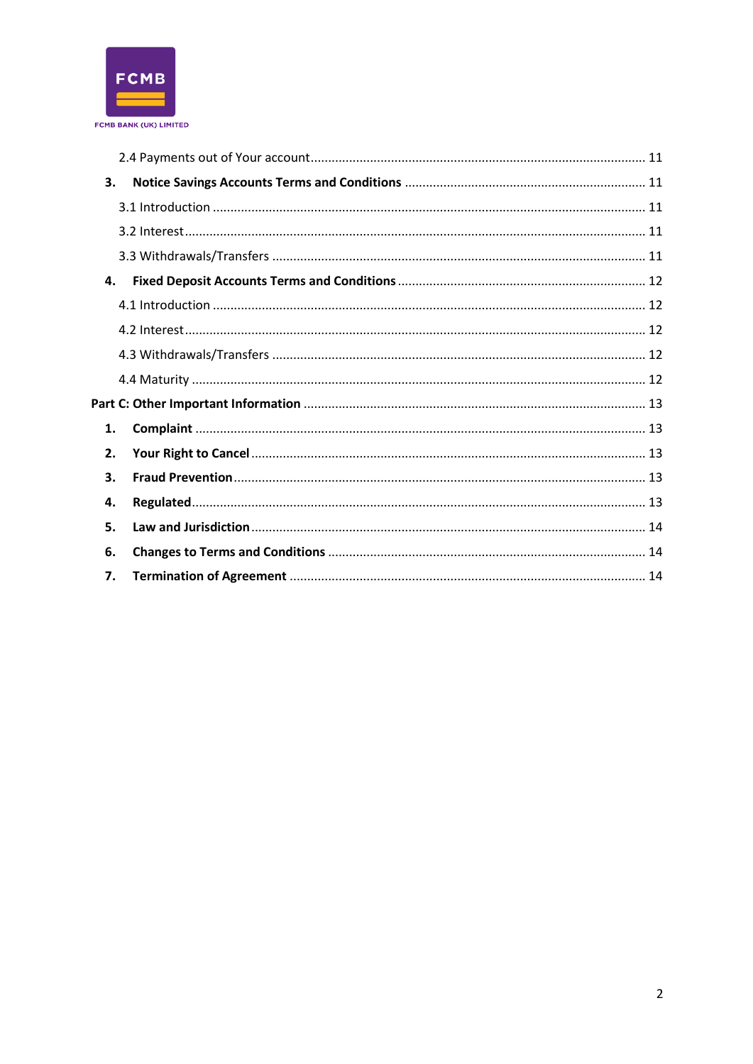2.4 Payments out of Your account ........................................................................................ 11

**3. Notice Savings Accounts Terms and Conditions** .................................................................... 11

3.1 Introduction ........................................................................................................................... 11

3.2 Interest ................................................................................................................................... 11

3.3 Withdrawals/Transfers .......................................................................................................... 11

**4. Fixed Deposit Accounts Terms and Conditions** ...................................................................... 12

4.1 Introduction ........................................................................................................................... 12

4.2 Interest ................................................................................................................................... 12

4.3 Withdrawals/Transfers .......................................................................................................... 12

4.4 Maturity ................................................................................................................................. 12

**Part C: Other Important Information** .................................................................................... 13

**1. Complaint** ............................................................................................................................ 13

**2. Your Right to Cancel** ........................................................................................................... 13

**3. Fraud Prevention** ................................................................................................................. 13

**4. Regulated** ............................................................................................................................. 13

**5. Law and Jurisdiction** ........................................................................................................... 14

**6. Changes to Terms and Conditions** ....................................................................................... 14

**7. Termination of Agreement** .................................................................................................. 14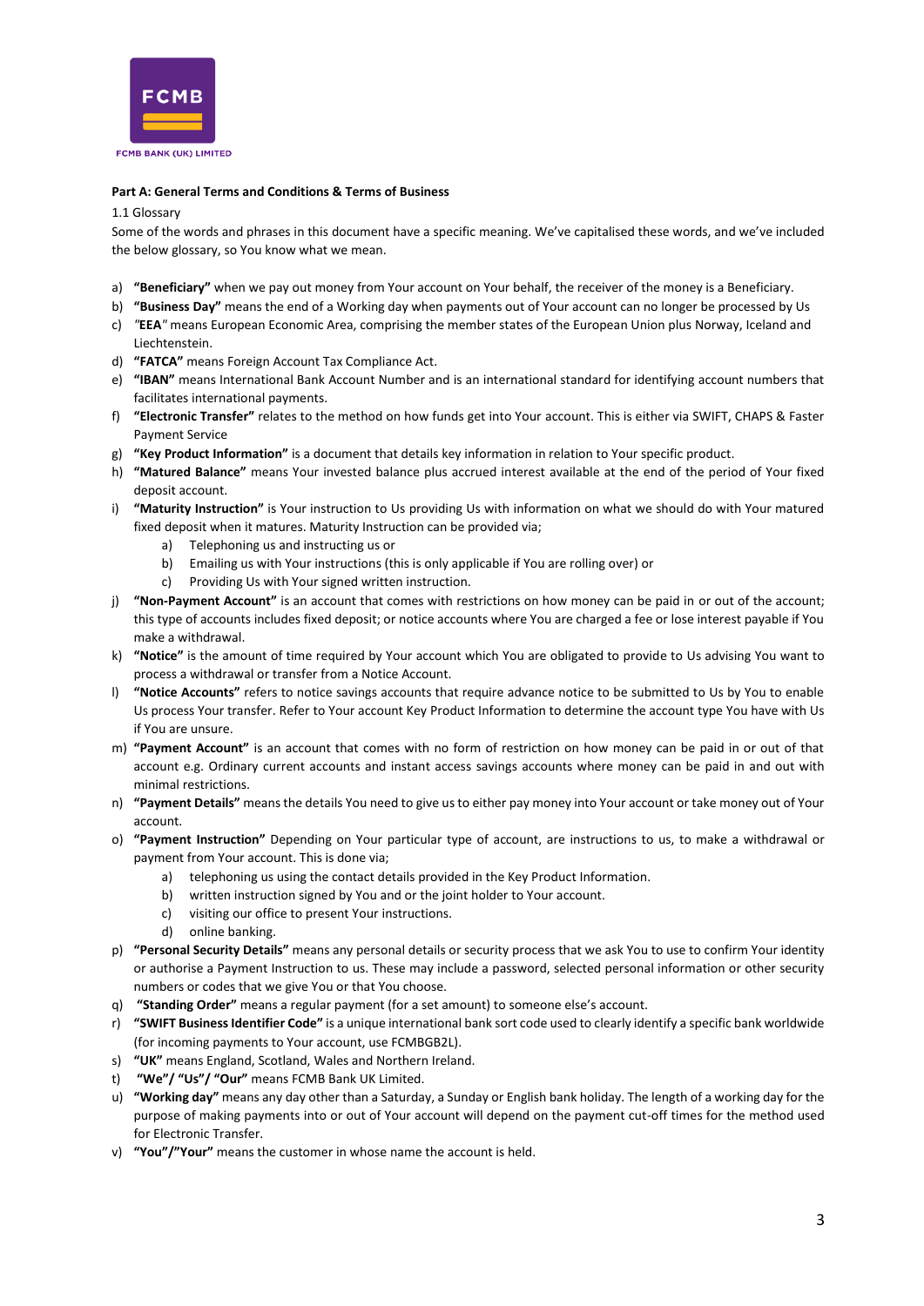FCMB

FCMB BANK (UK) LIMITED

**Part A: General Terms and Conditions & Terms of Business**

1.1 Glossary

Some of the words and phrases in this document have a specific meaning. We've capitalised these words, and we've included the below glossary, so You know what we mean.

a) **"Beneficiary"** when we pay out money from Your account on Your behalf, the receiver of the money is a Beneficiary.
b) **"Business Day"** means the end of a Working day when payments out of Your account can no longer be processed by Us
c) *"***EEA***"* means European Economic Area, comprising the member states of the European Union plus Norway, Iceland and Liechtenstein.
d) **"FATCA"** means Foreign Account Tax Compliance Act.
e) **"IBAN"** means International Bank Account Number and is an international standard for identifying account numbers that facilitates international payments.
f) **"Electronic Transfer"** relates to the method on how funds get into Your account. This is either via SWIFT, CHAPS & Faster Payment Service
g) **"Key Product Information"** is a document that details key information in relation to Your specific product.
h) **"Matured Balance"** means Your invested balance plus accrued interest available at the end of the period of Your fixed deposit account.
i) **"Maturity Instruction"** is Your instruction to Us providing Us with information on what we should do with Your matured fixed deposit when it matures. Maturity Instruction can be provided via;
    a) Telephoning us and instructing us or
    b) Emailing us with Your instructions (this is only applicable if You are rolling over) or
    c) Providing Us with Your signed written instruction.
j) **"Non-Payment Account"** is an account that comes with restrictions on how money can be paid in or out of the account; this type of accounts includes fixed deposit; or notice accounts where You are charged a fee or lose interest payable if You make a withdrawal.
k) **"Notice"** is the amount of time required by Your account which You are obligated to provide to Us advising You want to process a withdrawal or transfer from a Notice Account.
l) **"Notice Accounts"** refers to notice savings accounts that require advance notice to be submitted to Us by You to enable Us process Your transfer. Refer to Your account Key Product Information to determine the account type You have with Us if You are unsure.
m) **"Payment Account"** is an account that comes with no form of restriction on how money can be paid in or out of that account e.g. Ordinary current accounts and instant access savings accounts where money can be paid in and out with minimal restrictions.
n) **"Payment Details"** means the details You need to give us to either pay money into Your account or take money out of Your account.
o) **"Payment Instruction"** Depending on Your particular type of account, are instructions to us, to make a withdrawal or payment from Your account. This is done via;
    a) telephoning us using the contact details provided in the Key Product Information.
    b) written instruction signed by You and or the joint holder to Your account.
    c) visiting our office to present Your instructions.
    d) online banking.
p) **"Personal Security Details"** means any personal details or security process that we ask You to use to confirm Your identity or authorise a Payment Instruction to us. These may include a password, selected personal information or other security numbers or codes that we give You or that You choose.
q) **"Standing Order"** means a regular payment (for a set amount) to someone else's account.
r) **"SWIFT Business Identifier Code"** is a unique international bank sort code used to clearly identify a specific bank worldwide (for incoming payments to Your account, use FCMBGB2L).
s) **"UK"** means England, Scotland, Wales and Northern Ireland.
t) **"We"/ "Us"/ "Our"** means FCMB Bank UK Limited.
u) **"Working day"** means any day other than a Saturday, a Sunday or English bank holiday. The length of a working day for the purpose of making payments into or out of Your account will depend on the payment cut-off times for the method used for Electronic Transfer.
v) **"You"/"Your"** means the customer in whose name the account is held.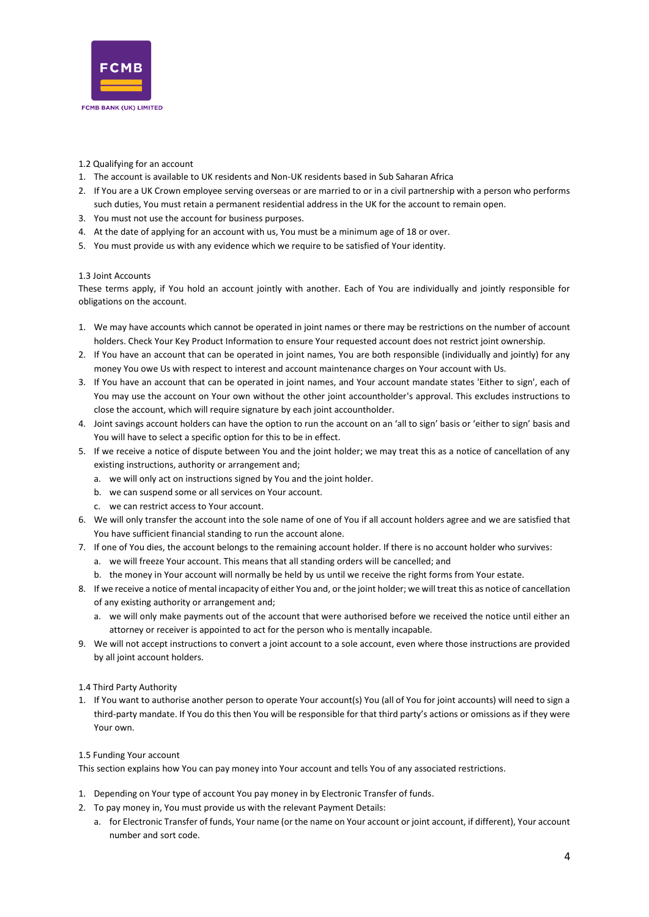### 1.2 Qualifying for an account

1. The account is available to UK residents and Non-UK residents based in Sub Saharan Africa
2. If You are a UK Crown employee serving overseas or are married to or in a civil partnership with a person who performs such duties, You must retain a permanent residential address in the UK for the account to remain open.
3. You must not use the account for business purposes.
4. At the date of applying for an account with us, You must be a minimum age of 18 or over.
5. You must provide us with any evidence which we require to be satisfied of Your identity.

### 1.3 Joint Accounts

These terms apply, if You hold an account jointly with another. Each of You are individually and jointly responsible for obligations on the account.

1. We may have accounts which cannot be operated in joint names or there may be restrictions on the number of account holders. Check Your Key Product Information to ensure Your requested account does not restrict joint ownership.
2. If You have an account that can be operated in joint names, You are both responsible (individually and jointly) for any money You owe Us with respect to interest and account maintenance charges on Your account with Us.
3. If You have an account that can be operated in joint names, and Your account mandate states 'Either to sign', each of You may use the account on Your own without the other joint accountholder's approval. This excludes instructions to close the account, which will require signature by each joint accountholder.
4. Joint savings account holders can have the option to run the account on an 'all to sign' basis or 'either to sign' basis and You will have to select a specific option for this to be in effect.
5. If we receive a notice of dispute between You and the joint holder; we may treat this as a notice of cancellation of any existing instructions, authority or arrangement and;
   a. we will only act on instructions signed by You and the joint holder.
   b. we can suspend some or all services on Your account.
   c. we can restrict access to Your account.
6. We will only transfer the account into the sole name of one of You if all account holders agree and we are satisfied that You have sufficient financial standing to run the account alone.
7. If one of You dies, the account belongs to the remaining account holder. If there is no account holder who survives:
   a. we will freeze Your account. This means that all standing orders will be cancelled; and
   b. the money in Your account will normally be held by us until we receive the right forms from Your estate.
8. If we receive a notice of mental incapacity of either You and, or the joint holder; we will treat this as notice of cancellation of any existing authority or arrangement and;
   a. we will only make payments out of the account that were authorised before we received the notice until either an attorney or receiver is appointed to act for the person who is mentally incapable.
9. We will not accept instructions to convert a joint account to a sole account, even where those instructions are provided by all joint account holders.

### 1.4 Third Party Authority

1. If You want to authorise another person to operate Your account(s) You (all of You for joint accounts) will need to sign a third-party mandate. If You do this then You will be responsible for that third party's actions or omissions as if they were Your own.

### 1.5 Funding Your account

This section explains how You can pay money into Your account and tells You of any associated restrictions.

1. Depending on Your type of account You pay money in by Electronic Transfer of funds.
2. To pay money in, You must provide us with the relevant Payment Details:
   a. for Electronic Transfer of funds, Your name (or the name on Your account or joint account, if different), Your account number and sort code.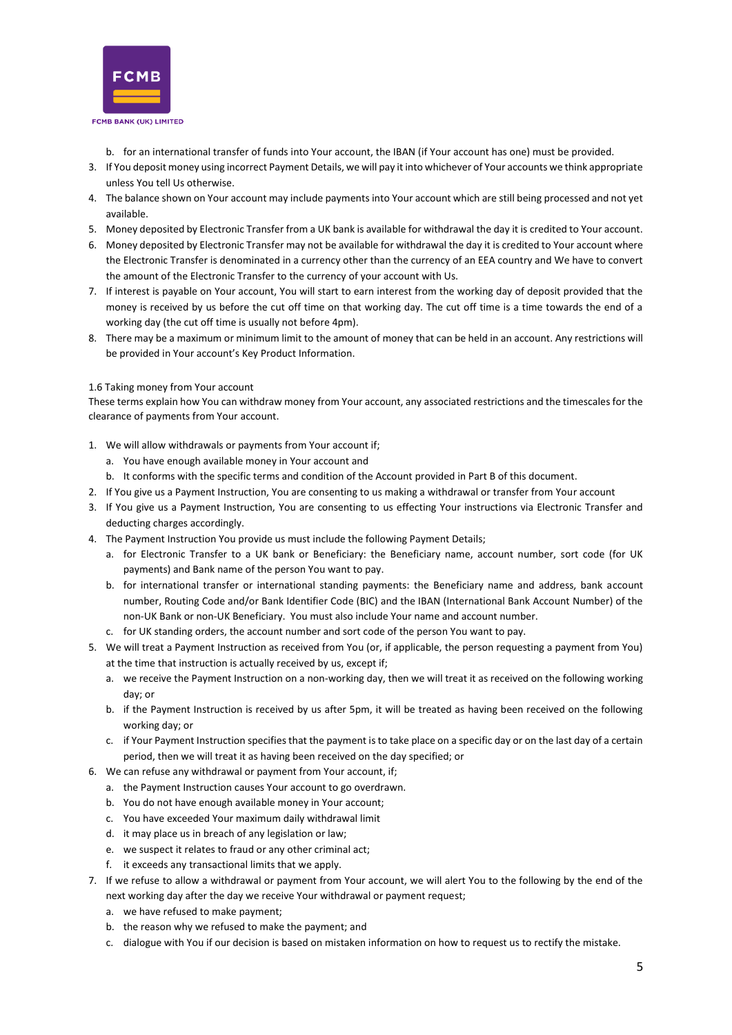b. for an international transfer of funds into Your account, the IBAN (if Your account has one) must be provided.

3. If You deposit money using incorrect Payment Details, we will pay it into whichever of Your accounts we think appropriate unless You tell Us otherwise.
4. The balance shown on Your account may include payments into Your account which are still being processed and not yet available.
5. Money deposited by Electronic Transfer from a UK bank is available for withdrawal the day it is credited to Your account.
6. Money deposited by Electronic Transfer may not be available for withdrawal the day it is credited to Your account where the Electronic Transfer is denominated in a currency other than the currency of an EEA country and We have to convert the amount of the Electronic Transfer to the currency of your account with Us.
7. If interest is payable on Your account, You will start to earn interest from the working day of deposit provided that the money is received by us before the cut off time on that working day. The cut off time is a time towards the end of a working day (the cut off time is usually not before 4pm).
8. There may be a maximum or minimum limit to the amount of money that can be held in an account. Any restrictions will be provided in Your account's Key Product Information.

1.6 Taking money from Your account

These terms explain how You can withdraw money from Your account, any associated restrictions and the timescales for the clearance of payments from Your account.

1. We will allow withdrawals or payments from Your account if;
   a. You have enough available money in Your account and
   b. It conforms with the specific terms and condition of the Account provided in Part B of this document.
2. If You give us a Payment Instruction, You are consenting to us making a withdrawal or transfer from Your account
3. If You give us a Payment Instruction, You are consenting to us effecting Your instructions via Electronic Transfer and deducting charges accordingly.
4. The Payment Instruction You provide us must include the following Payment Details;
   a. for Electronic Transfer to a UK bank or Beneficiary: the Beneficiary name, account number, sort code (for UK payments) and Bank name of the person You want to pay.
   b. for international transfer or international standing payments: the Beneficiary name and address, bank account number, Routing Code and/or Bank Identifier Code (BIC) and the IBAN (International Bank Account Number) of the non-UK Bank or non-UK Beneficiary. You must also include Your name and account number.
   c. for UK standing orders, the account number and sort code of the person You want to pay.
5. We will treat a Payment Instruction as received from You (or, if applicable, the person requesting a payment from You) at the time that instruction is actually received by us, except if;
   a. we receive the Payment Instruction on a non-working day, then we will treat it as received on the following working day; or
   b. if the Payment Instruction is received by us after 5pm, it will be treated as having been received on the following working day; or
   c. if Your Payment Instruction specifies that the payment is to take place on a specific day or on the last day of a certain period, then we will treat it as having been received on the day specified; or
6. We can refuse any withdrawal or payment from Your account, if;
   a. the Payment Instruction causes Your account to go overdrawn.
   b. You do not have enough available money in Your account;
   c. You have exceeded Your maximum daily withdrawal limit
   d. it may place us in breach of any legislation or law;
   e. we suspect it relates to fraud or any other criminal act;
   f. it exceeds any transactional limits that we apply.
7. If we refuse to allow a withdrawal or payment from Your account, we will alert You to the following by the end of the next working day after the day we receive Your withdrawal or payment request;
   a. we have refused to make payment;
   b. the reason why we refused to make the payment; and
   c. dialogue with You if our decision is based on mistaken information on how to request us to rectify the mistake.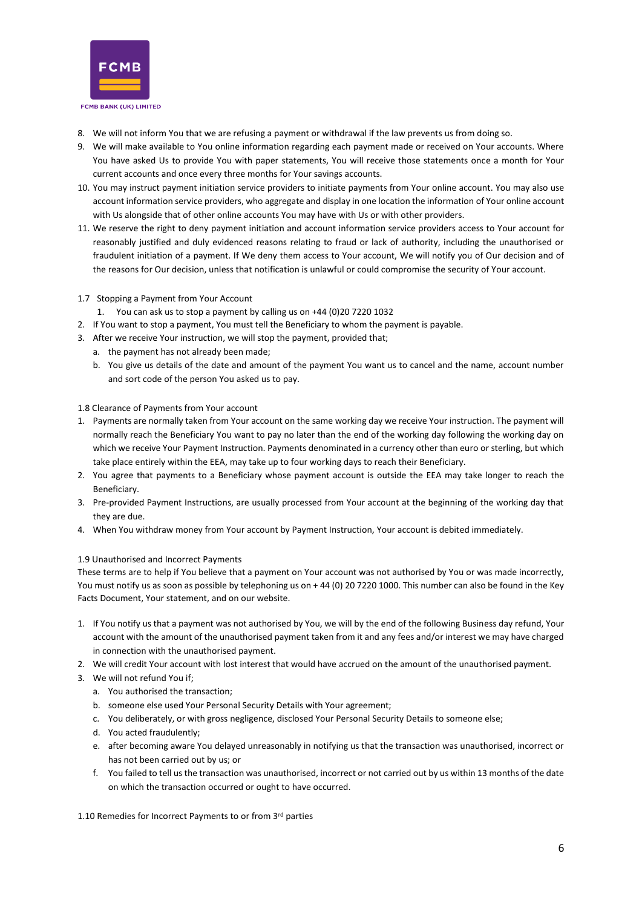8. We will not inform You that we are refusing a payment or withdrawal if the law prevents us from doing so.
9. We will make available to You online information regarding each payment made or received on Your accounts. Where You have asked Us to provide You with paper statements, You will receive those statements once a month for Your current accounts and once every three months for Your savings accounts.
10. You may instruct payment initiation service providers to initiate payments from Your online account. You may also use account information service providers, who aggregate and display in one location the information of Your online account with Us alongside that of other online accounts You may have with Us or with other providers.
11. We reserve the right to deny payment initiation and account information service providers access to Your account for reasonably justified and duly evidenced reasons relating to fraud or lack of authority, including the unauthorised or fraudulent initiation of a payment. If We deny them access to Your account, We will notify you of Our decision and of the reasons for Our decision, unless that notification is unlawful or could compromise the security of Your account.

1.7 Stopping a Payment from Your Account

1. You can ask us to stop a payment by calling us on +44 (0)20 7220 1032
2. If You want to stop a payment, You must tell the Beneficiary to whom the payment is payable.
3. After we receive Your instruction, we will stop the payment, provided that;
   a. the payment has not already been made;
   b. You give us details of the date and amount of the payment You want us to cancel and the name, account number and sort code of the person You asked us to pay.

1.8 Clearance of Payments from Your account

1. Payments are normally taken from Your account on the same working day we receive Your instruction. The payment will normally reach the Beneficiary You want to pay no later than the end of the working day following the working day on which we receive Your Payment Instruction. Payments denominated in a currency other than euro or sterling, but which take place entirely within the EEA, may take up to four working days to reach their Beneficiary.
2. You agree that payments to a Beneficiary whose payment account is outside the EEA may take longer to reach the Beneficiary.
3. Pre-provided Payment Instructions, are usually processed from Your account at the beginning of the working day that they are due.
4. When You withdraw money from Your account by Payment Instruction, Your account is debited immediately.

1.9 Unauthorised and Incorrect Payments

These terms are to help if You believe that a payment on Your account was not authorised by You or was made incorrectly, You must notify us as soon as possible by telephoning us on + 44 (0) 20 7220 1000. This number can also be found in the Key Facts Document, Your statement, and on our website.

1. If You notify us that a payment was not authorised by You, we will by the end of the following Business day refund, Your account with the amount of the unauthorised payment taken from it and any fees and/or interest we may have charged in connection with the unauthorised payment.
2. We will credit Your account with lost interest that would have accrued on the amount of the unauthorised payment.
3. We will not refund You if;
   a. You authorised the transaction;
   b. someone else used Your Personal Security Details with Your agreement;
   c. You deliberately, or with gross negligence, disclosed Your Personal Security Details to someone else;
   d. You acted fraudulently;
   e. after becoming aware You delayed unreasonably in notifying us that the transaction was unauthorised, incorrect or has not been carried out by us; or
   f. You failed to tell us the transaction was unauthorised, incorrect or not carried out by us within 13 months of the date on which the transaction occurred or ought to have occurred.

1.10 Remedies for Incorrect Payments to or from 3rd parties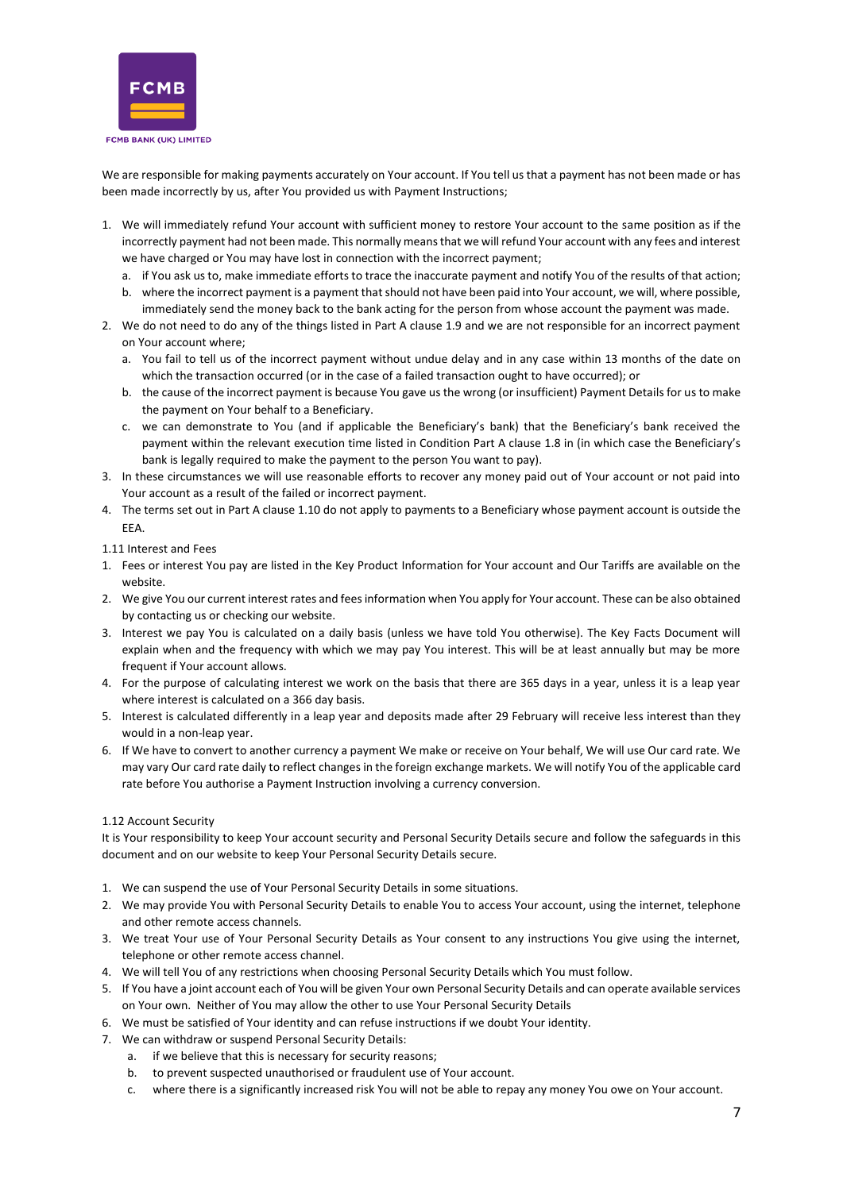We are responsible for making payments accurately on Your account. If You tell us that a payment has not been made or has been made incorrectly by us, after You provided us with Payment Instructions;

1. We will immediately refund Your account with sufficient money to restore Your account to the same position as if the incorrectly payment had not been made. This normally means that we will refund Your account with any fees and interest we have charged or You may have lost in connection with the incorrect payment;
   a. if You ask us to, make immediate efforts to trace the inaccurate payment and notify You of the results of that action;
   b. where the incorrect payment is a payment that should not have been paid into Your account, we will, where possible, immediately send the money back to the bank acting for the person from whose account the payment was made.
2. We do not need to do any of the things listed in Part A clause 1.9 and we are not responsible for an incorrect payment on Your account where;
   a. You fail to tell us of the incorrect payment without undue delay and in any case within 13 months of the date on which the transaction occurred (or in the case of a failed transaction ought to have occurred); or
   b. the cause of the incorrect payment is because You gave us the wrong (or insufficient) Payment Details for us to make the payment on Your behalf to a Beneficiary.
   c. we can demonstrate to You (and if applicable the Beneficiary's bank) that the Beneficiary's bank received the payment within the relevant execution time listed in Condition Part A clause 1.8 in (in which case the Beneficiary's bank is legally required to make the payment to the person You want to pay).
3. In these circumstances we will use reasonable efforts to recover any money paid out of Your account or not paid into Your account as a result of the failed or incorrect payment.
4. The terms set out in Part A clause 1.10 do not apply to payments to a Beneficiary whose payment account is outside the EEA.

1.11 Interest and Fees

1. Fees or interest You pay are listed in the Key Product Information for Your account and Our Tariffs are available on the website.
2. We give You our current interest rates and fees information when You apply for Your account. These can be also obtained by contacting us or checking our website.
3. Interest we pay You is calculated on a daily basis (unless we have told You otherwise). The Key Facts Document will explain when and the frequency with which we may pay You interest. This will be at least annually but may be more frequent if Your account allows.
4. For the purpose of calculating interest we work on the basis that there are 365 days in a year, unless it is a leap year where interest is calculated on a 366 day basis.
5. Interest is calculated differently in a leap year and deposits made after 29 February will receive less interest than they would in a non-leap year.
6. If We have to convert to another currency a payment We make or receive on Your behalf, We will use Our card rate. We may vary Our card rate daily to reflect changes in the foreign exchange markets. We will notify You of the applicable card rate before You authorise a Payment Instruction involving a currency conversion.

1.12 Account Security

It is Your responsibility to keep Your account security and Personal Security Details secure and follow the safeguards in this document and on our website to keep Your Personal Security Details secure.

1. We can suspend the use of Your Personal Security Details in some situations.
2. We may provide You with Personal Security Details to enable You to access Your account, using the internet, telephone and other remote access channels.
3. We treat Your use of Your Personal Security Details as Your consent to any instructions You give using the internet, telephone or other remote access channel.
4. We will tell You of any restrictions when choosing Personal Security Details which You must follow.
5. If You have a joint account each of You will be given Your own Personal Security Details and can operate available services on Your own. Neither of You may allow the other to use Your Personal Security Details
6. We must be satisfied of Your identity and can refuse instructions if we doubt Your identity.
7. We can withdraw or suspend Personal Security Details:
   a. if we believe that this is necessary for security reasons;
   b. to prevent suspected unauthorised or fraudulent use of Your account.
   c. where there is a significantly increased risk You will not be able to repay any money You owe on Your account.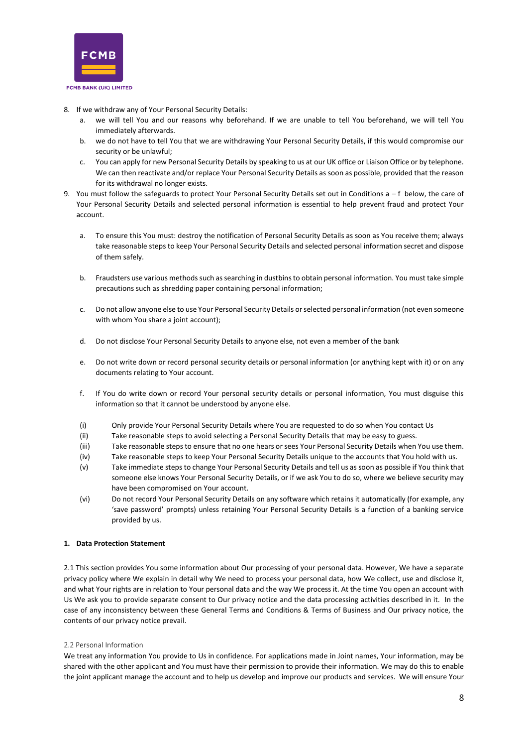8. If we withdraw any of Your Personal Security Details:
   a. we will tell You and our reasons why beforehand. If we are unable to tell You beforehand, we will tell You immediately afterwards.
   b. we do not have to tell You that we are withdrawing Your Personal Security Details, if this would compromise our security or be unlawful;
   c. You can apply for new Personal Security Details by speaking to us at our UK office or Liaison Office or by telephone. We can then reactivate and/or replace Your Personal Security Details as soon as possible, provided that the reason for its withdrawal no longer exists.
9. You must follow the safeguards to protect Your Personal Security Details set out in Conditions a – f below, the care of Your Personal Security Details and selected personal information is essential to help prevent fraud and protect Your account.

   a. To ensure this You must: destroy the notification of Personal Security Details as soon as You receive them; always take reasonable steps to keep Your Personal Security Details and selected personal information secret and dispose of them safely.

   b. Fraudsters use various methods such as searching in dustbins to obtain personal information. You must take simple precautions such as shredding paper containing personal information;

   c. Do not allow anyone else to use Your Personal Security Details or selected personal information (not even someone with whom You share a joint account);

   d. Do not disclose Your Personal Security Details to anyone else, not even a member of the bank

   e. Do not write down or record personal security details or personal information (or anything kept with it) or on any documents relating to Your account.

   f. If You do write down or record Your personal security details or personal information, You must disguise this information so that it cannot be understood by anyone else.

(i) Only provide Your Personal Security Details where You are requested to do so when You contact Us
(ii) Take reasonable steps to avoid selecting a Personal Security Details that may be easy to guess.
(iii) Take reasonable steps to ensure that no one hears or sees Your Personal Security Details when You use them.
(iv) Take reasonable steps to keep Your Personal Security Details unique to the accounts that You hold with us.
(v) Take immediate steps to change Your Personal Security Details and tell us as soon as possible if You think that someone else knows Your Personal Security Details, or if we ask You to do so, where we believe security may have been compromised on Your account.
(vi) Do not record Your Personal Security Details on any software which retains it automatically (for example, any 'save password' prompts) unless retaining Your Personal Security Details is a function of a banking service provided by us.

**1. Data Protection Statement**

2.1 This section provides You some information about Our processing of your personal data. However, We have a separate privacy policy where We explain in detail why We need to process your personal data, how We collect, use and disclose it, and what Your rights are in relation to Your personal data and the way We process it. At the time You open an account with Us We ask you to provide separate consent to Our privacy notice and the data processing activities described in it. In the case of any inconsistency between these General Terms and Conditions & Terms of Business and Our privacy notice, the contents of our privacy notice prevail.

2.2 Personal Information

We treat any information You provide to Us in confidence. For applications made in Joint names, Your information, may be shared with the other applicant and You must have their permission to provide their information. We may do this to enable the joint applicant manage the account and to help us develop and improve our products and services. We will ensure Your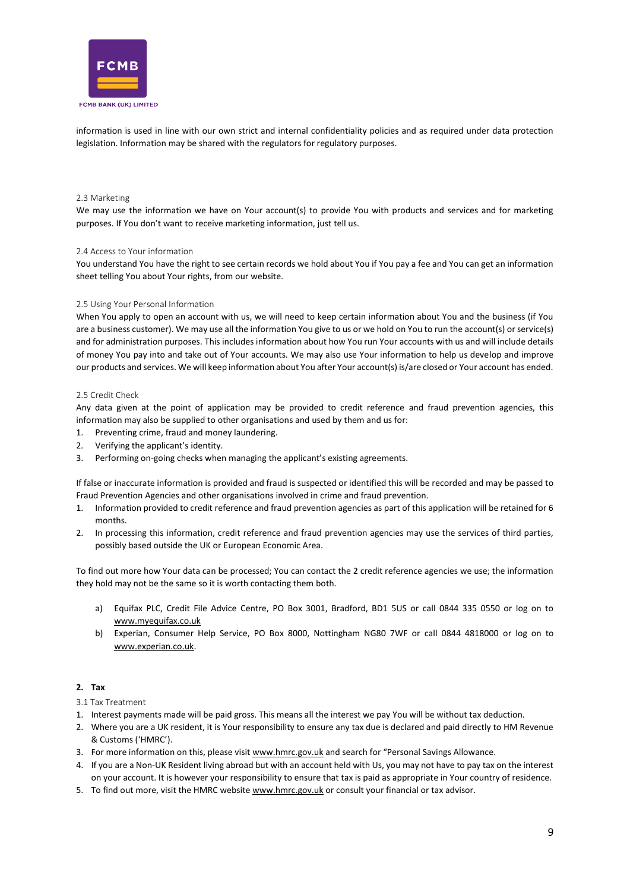information is used in line with our own strict and internal confidentiality policies and as required under data protection legislation. Information may be shared with the regulators for regulatory purposes.

2.3 Marketing

We may use the information we have on Your account(s) to provide You with products and services and for marketing purposes. If You don't want to receive marketing information, just tell us.

2.4 Access to Your information

You understand You have the right to see certain records we hold about You if You pay a fee and You can get an information sheet telling You about Your rights, from our website.

2.5 Using Your Personal Information

When You apply to open an account with us, we will need to keep certain information about You and the business (if You are a business customer). We may use all the information You give to us or we hold on You to run the account(s) or service(s) and for administration purposes. This includes information about how You run Your accounts with us and will include details of money You pay into and take out of Your accounts. We may also use Your information to help us develop and improve our products and services. We will keep information about You after Your account(s) is/are closed or Your account has ended.

2.5 Credit Check

Any data given at the point of application may be provided to credit reference and fraud prevention agencies, this information may also be supplied to other organisations and used by them and us for:

1. Preventing crime, fraud and money laundering.
2. Verifying the applicant's identity.
3. Performing on-going checks when managing the applicant's existing agreements.

If false or inaccurate information is provided and fraud is suspected or identified this will be recorded and may be passed to Fraud Prevention Agencies and other organisations involved in crime and fraud prevention.

1. Information provided to credit reference and fraud prevention agencies as part of this application will be retained for 6 months.
2. In processing this information, credit reference and fraud prevention agencies may use the services of third parties, possibly based outside the UK or European Economic Area.

To find out more how Your data can be processed; You can contact the 2 credit reference agencies we use; the information they hold may not be the same so it is worth contacting them both.

a) Equifax PLC, Credit File Advice Centre, PO Box 3001, Bradford, BD1 5US or call 0844 335 0550 or log on to www.myequifax.co.uk

b) Experian, Consumer Help Service, PO Box 8000, Nottingham NG80 7WF or call 0844 4818000 or log on to www.experian.co.uk.

**2. Tax**

3.1 Tax Treatment

1. Interest payments made will be paid gross. This means all the interest we pay You will be without tax deduction.
2. Where you are a UK resident, it is Your responsibility to ensure any tax due is declared and paid directly to HM Revenue & Customs ('HMRC').
3. For more information on this, please visit www.hmrc.gov.uk and search for "Personal Savings Allowance.
4. If you are a Non-UK Resident living abroad but with an account held with Us, you may not have to pay tax on the interest on your account. It is however your responsibility to ensure that tax is paid as appropriate in Your country of residence.
5. To find out more, visit the HMRC website www.hmrc.gov.uk or consult your financial or tax advisor.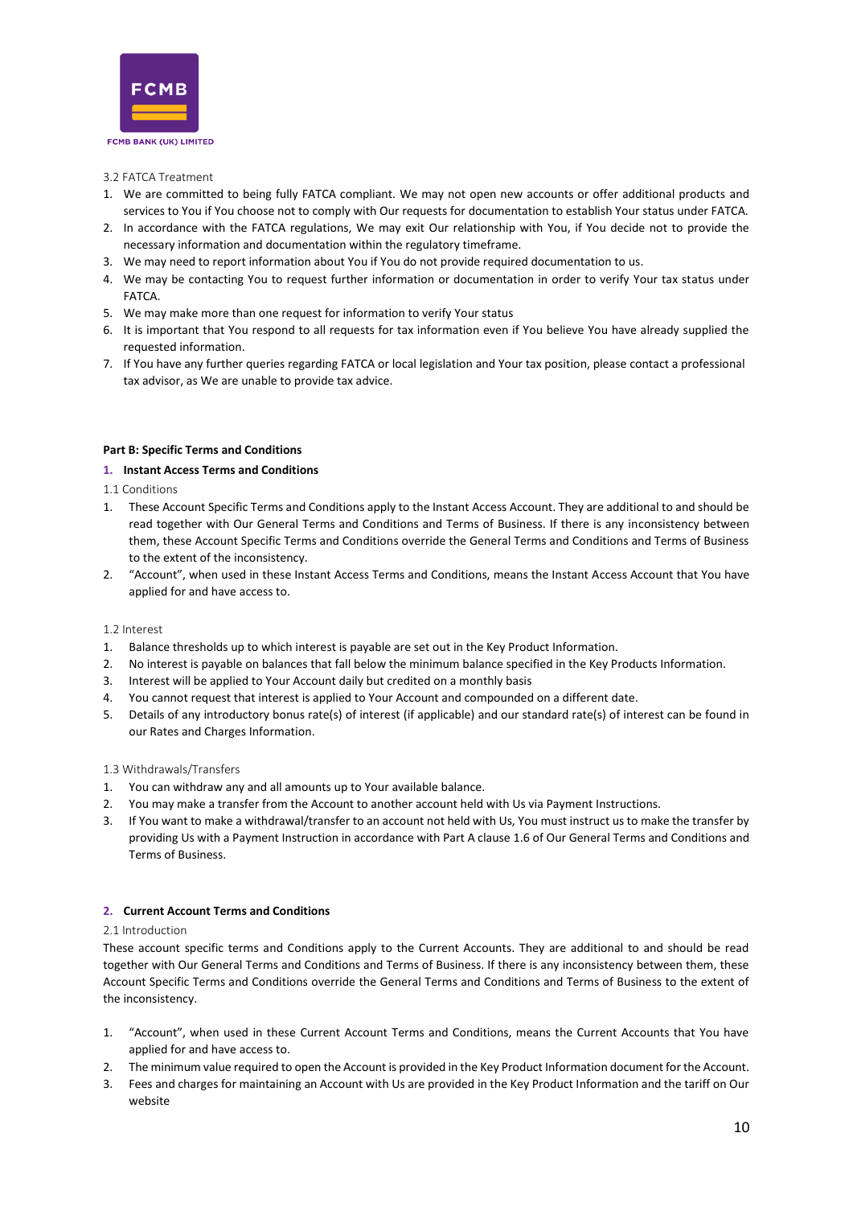3.2 FATCA Treatment

1. We are committed to being fully FATCA compliant. We may not open new accounts or offer additional products and services to You if You choose not to comply with Our requests for documentation to establish Your status under FATCA.
2. In accordance with the FATCA regulations, We may exit Our relationship with You, if You decide not to provide the necessary information and documentation within the regulatory timeframe.
3. We may need to report information about You if You do not provide required documentation to us.
4. We may be contacting You to request further information or documentation in order to verify Your tax status under FATCA.
5. We may make more than one request for information to verify Your status
6. It is important that You respond to all requests for tax information even if You believe You have already supplied the requested information.
7. If You have any further queries regarding FATCA or local legislation and Your tax position, please contact a professional tax advisor, as We are unable to provide tax advice.

## Part B: Specific Terms and Conditions

### 1. Instant Access Terms and Conditions

1.1 Conditions

1. These Account Specific Terms and Conditions apply to the Instant Access Account. They are additional to and should be read together with Our General Terms and Conditions and Terms of Business. If there is any inconsistency between them, these Account Specific Terms and Conditions override the General Terms and Conditions and Terms of Business to the extent of the inconsistency.
2. "Account", when used in these Instant Access Terms and Conditions, means the Instant Access Account that You have applied for and have access to.

1.2 Interest

1. Balance thresholds up to which interest is payable are set out in the Key Product Information.
2. No interest is payable on balances that fall below the minimum balance specified in the Key Products Information.
3. Interest will be applied to Your Account daily but credited on a monthly basis
4. You cannot request that interest is applied to Your Account and compounded on a different date.
5. Details of any introductory bonus rate(s) of interest (if applicable) and our standard rate(s) of interest can be found in our Rates and Charges Information.

1.3 Withdrawals/Transfers

1. You can withdraw any and all amounts up to Your available balance.
2. You may make a transfer from the Account to another account held with Us via Payment Instructions.
3. If You want to make a withdrawal/transfer to an account not held with Us, You must instruct us to make the transfer by providing Us with a Payment Instruction in accordance with Part A clause 1.6 of Our General Terms and Conditions and Terms of Business.

### 2. Current Account Terms and Conditions

2.1 Introduction

These account specific terms and Conditions apply to the Current Accounts. They are additional to and should be read together with Our General Terms and Conditions and Terms of Business. If there is any inconsistency between them, these Account Specific Terms and Conditions override the General Terms and Conditions and Terms of Business to the extent of the inconsistency.

1. "Account", when used in these Current Account Terms and Conditions, means the Current Accounts that You have applied for and have access to.
2. The minimum value required to open the Account is provided in the Key Product Information document for the Account.
3. Fees and charges for maintaining an Account with Us are provided in the Key Product Information and the tariff on Our website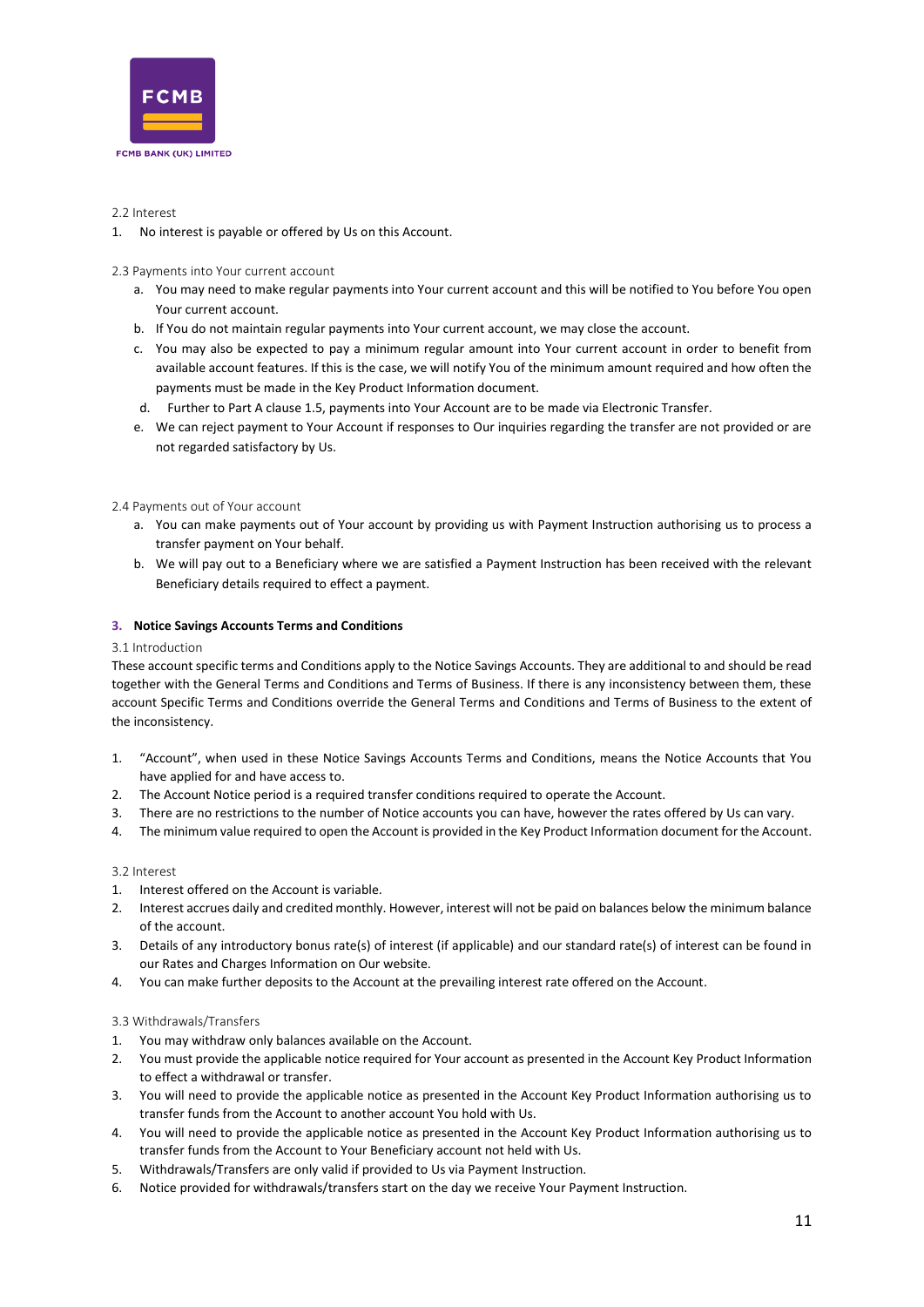2.2 Interest

1. No interest is payable or offered by Us on this Account.

2.3 Payments into Your current account

a. You may need to make regular payments into Your current account and this will be notified to You before You open Your current account.
b. If You do not maintain regular payments into Your current account, we may close the account.
c. You may also be expected to pay a minimum regular amount into Your current account in order to benefit from available account features. If this is the case, we will notify You of the minimum amount required and how often the payments must be made in the Key Product Information document.
d. Further to Part A clause 1.5, payments into Your Account are to be made via Electronic Transfer.
e. We can reject payment to Your Account if responses to Our inquiries regarding the transfer are not provided or are not regarded satisfactory by Us.

2.4 Payments out of Your account

a. You can make payments out of Your account by providing us with Payment Instruction authorising us to process a transfer payment on Your behalf.
b. We will pay out to a Beneficiary where we are satisfied a Payment Instruction has been received with the relevant Beneficiary details required to effect a payment.

**3. Notice Savings Accounts Terms and Conditions**

3.1 Introduction

These account specific terms and Conditions apply to the Notice Savings Accounts. They are additional to and should be read together with the General Terms and Conditions and Terms of Business. If there is any inconsistency between them, these account Specific Terms and Conditions override the General Terms and Conditions and Terms of Business to the extent of the inconsistency.

1. "Account", when used in these Notice Savings Accounts Terms and Conditions, means the Notice Accounts that You have applied for and have access to.
2. The Account Notice period is a required transfer conditions required to operate the Account.
3. There are no restrictions to the number of Notice accounts you can have, however the rates offered by Us can vary.
4. The minimum value required to open the Account is provided in the Key Product Information document for the Account.

3.2 Interest

1. Interest offered on the Account is variable.
2. Interest accrues daily and credited monthly. However, interest will not be paid on balances below the minimum balance of the account.
3. Details of any introductory bonus rate(s) of interest (if applicable) and our standard rate(s) of interest can be found in our Rates and Charges Information on Our website.
4. You can make further deposits to the Account at the prevailing interest rate offered on the Account.

3.3 Withdrawals/Transfers

1. You may withdraw only balances available on the Account.
2. You must provide the applicable notice required for Your account as presented in the Account Key Product Information to effect a withdrawal or transfer.
3. You will need to provide the applicable notice as presented in the Account Key Product Information authorising us to transfer funds from the Account to another account You hold with Us.
4. You will need to provide the applicable notice as presented in the Account Key Product Information authorising us to transfer funds from the Account to Your Beneficiary account not held with Us.
5. Withdrawals/Transfers are only valid if provided to Us via Payment Instruction.
6. Notice provided for withdrawals/transfers start on the day we receive Your Payment Instruction.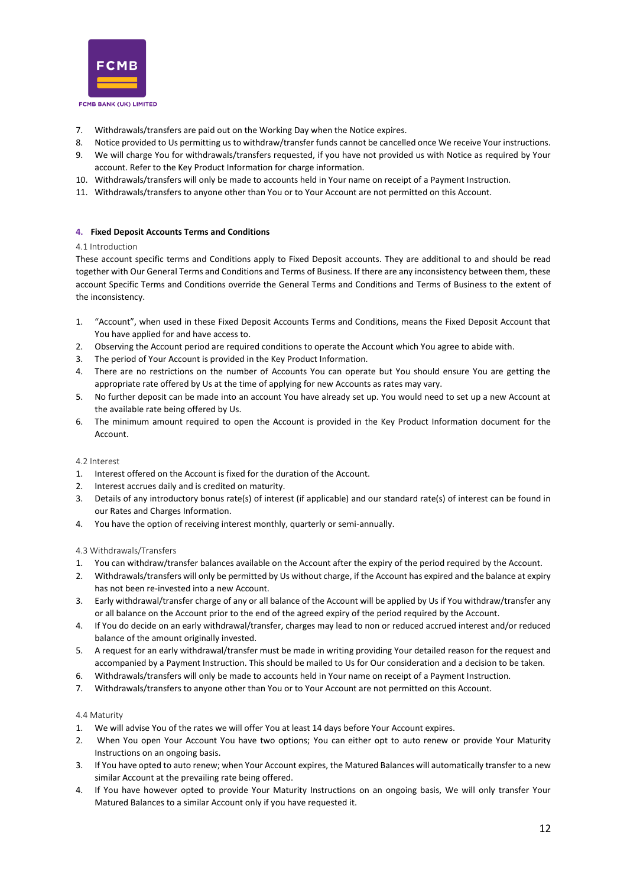7. Withdrawals/transfers are paid out on the Working Day when the Notice expires.
8. Notice provided to Us permitting us to withdraw/transfer funds cannot be cancelled once We receive Your instructions.
9. We will charge You for withdrawals/transfers requested, if you have not provided us with Notice as required by Your account. Refer to the Key Product Information for charge information.
10. Withdrawals/transfers will only be made to accounts held in Your name on receipt of a Payment Instruction.
11. Withdrawals/transfers to anyone other than You or to Your Account are not permitted on this Account.

## 4. Fixed Deposit Accounts Terms and Conditions

### 4.1 Introduction

These account specific terms and Conditions apply to Fixed Deposit accounts. They are additional to and should be read together with Our General Terms and Conditions and Terms of Business. If there are any inconsistency between them, these account Specific Terms and Conditions override the General Terms and Conditions and Terms of Business to the extent of the inconsistency.

1. "Account", when used in these Fixed Deposit Accounts Terms and Conditions, means the Fixed Deposit Account that You have applied for and have access to.
2. Observing the Account period are required conditions to operate the Account which You agree to abide with.
3. The period of Your Account is provided in the Key Product Information.
4. There are no restrictions on the number of Accounts You can operate but You should ensure You are getting the appropriate rate offered by Us at the time of applying for new Accounts as rates may vary.
5. No further deposit can be made into an account You have already set up. You would need to set up a new Account at the available rate being offered by Us.
6. The minimum amount required to open the Account is provided in the Key Product Information document for the Account.

### 4.2 Interest

1. Interest offered on the Account is fixed for the duration of the Account.
2. Interest accrues daily and is credited on maturity.
3. Details of any introductory bonus rate(s) of interest (if applicable) and our standard rate(s) of interest can be found in our Rates and Charges Information.
4. You have the option of receiving interest monthly, quarterly or semi-annually.

### 4.3 Withdrawals/Transfers

1. You can withdraw/transfer balances available on the Account after the expiry of the period required by the Account.
2. Withdrawals/transfers will only be permitted by Us without charge, if the Account has expired and the balance at expiry has not been re-invested into a new Account.
3. Early withdrawal/transfer charge of any or all balance of the Account will be applied by Us if You withdraw/transfer any or all balance on the Account prior to the end of the agreed expiry of the period required by the Account.
4. If You do decide on an early withdrawal/transfer, charges may lead to non or reduced accrued interest and/or reduced balance of the amount originally invested.
5. A request for an early withdrawal/transfer must be made in writing providing Your detailed reason for the request and accompanied by a Payment Instruction. This should be mailed to Us for Our consideration and a decision to be taken.
6. Withdrawals/transfers will only be made to accounts held in Your name on receipt of a Payment Instruction.
7. Withdrawals/transfers to anyone other than You or to Your Account are not permitted on this Account.

### 4.4 Maturity

1. We will advise You of the rates we will offer You at least 14 days before Your Account expires.
2. When You open Your Account You have two options; You can either opt to auto renew or provide Your Maturity Instructions on an ongoing basis.
3. If You have opted to auto renew; when Your Account expires, the Matured Balances will automatically transfer to a new similar Account at the prevailing rate being offered.
4. If You have however opted to provide Your Maturity Instructions on an ongoing basis, We will only transfer Your Matured Balances to a similar Account only if you have requested it.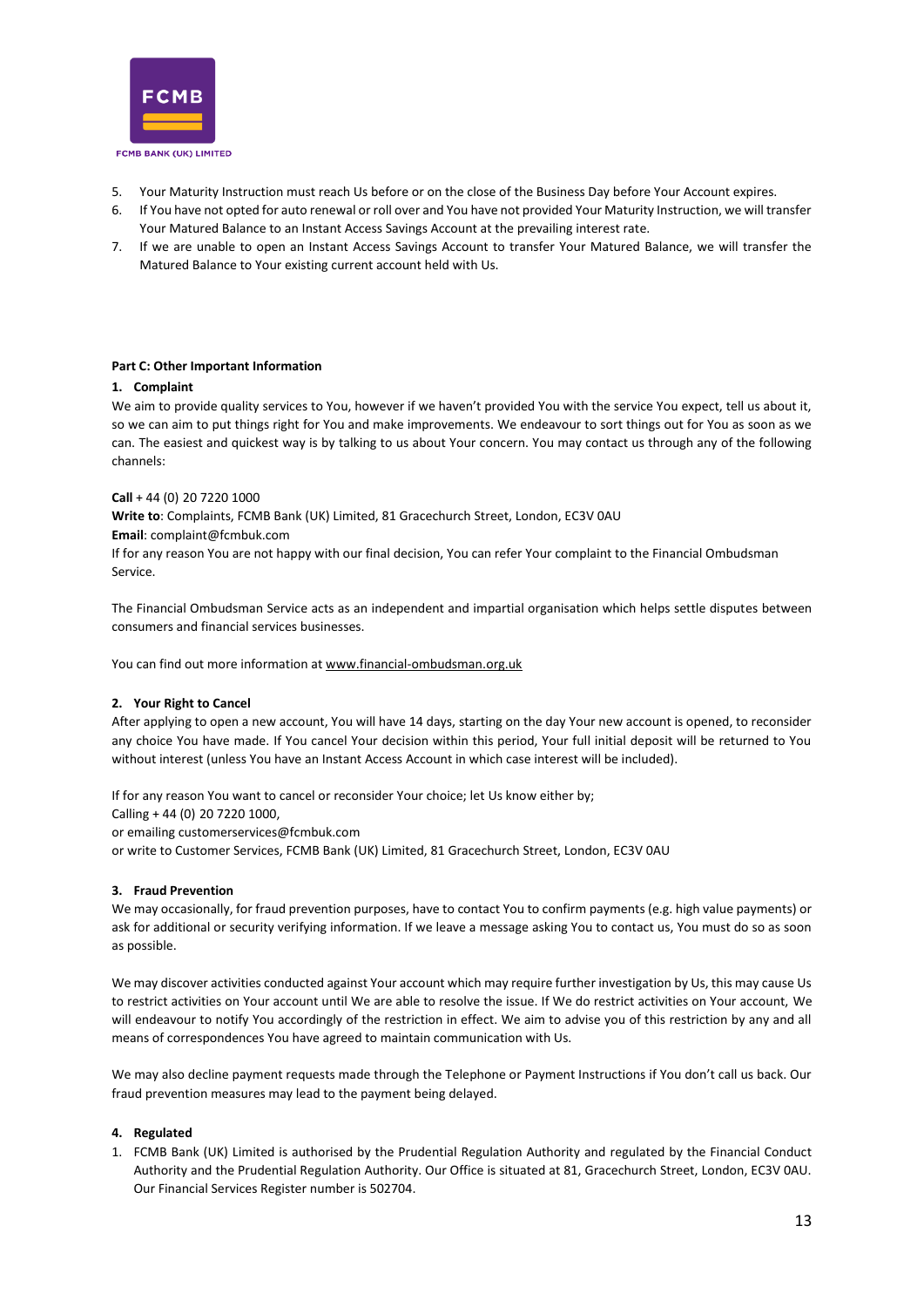5. Your Maturity Instruction must reach Us before or on the close of the Business Day before Your Account expires.
6. If You have not opted for auto renewal or roll over and You have not provided Your Maturity Instruction, we will transfer Your Matured Balance to an Instant Access Savings Account at the prevailing interest rate.
7. If we are unable to open an Instant Access Savings Account to transfer Your Matured Balance, we will transfer the Matured Balance to Your existing current account held with Us.

**Part C: Other Important Information**

**1. Complaint**

We aim to provide quality services to You, however if we haven't provided You with the service You expect, tell us about it, so we can aim to put things right for You and make improvements. We endeavour to sort things out for You as soon as we can. The easiest and quickest way is by talking to us about Your concern. You may contact us through any of the following channels:

**Call** + 44 (0) 20 7220 1000
**Write to**: Complaints, FCMB Bank (UK) Limited, 81 Gracechurch Street, London, EC3V 0AU
**Email**: complaint@fcmbuk.com
If for any reason You are not happy with our final decision, You can refer Your complaint to the Financial Ombudsman Service.

The Financial Ombudsman Service acts as an independent and impartial organisation which helps settle disputes between consumers and financial services businesses.

You can find out more information at www.financial-ombudsman.org.uk

**2. Your Right to Cancel**

After applying to open a new account, You will have 14 days, starting on the day Your new account is opened, to reconsider any choice You have made. If You cancel Your decision within this period, Your full initial deposit will be returned to You without interest (unless You have an Instant Access Account in which case interest will be included).

If for any reason You want to cancel or reconsider Your choice; let Us know either by;
Calling + 44 (0) 20 7220 1000,
or emailing customerservices@fcmbuk.com
or write to Customer Services, FCMB Bank (UK) Limited, 81 Gracechurch Street, London, EC3V 0AU

**3. Fraud Prevention**

We may occasionally, for fraud prevention purposes, have to contact You to confirm payments (e.g. high value payments) or ask for additional or security verifying information. If we leave a message asking You to contact us, You must do so as soon as possible.

We may discover activities conducted against Your account which may require further investigation by Us, this may cause Us to restrict activities on Your account until We are able to resolve the issue. If We do restrict activities on Your account, We will endeavour to notify You accordingly of the restriction in effect. We aim to advise you of this restriction by any and all means of correspondences You have agreed to maintain communication with Us.

We may also decline payment requests made through the Telephone or Payment Instructions if You don't call us back. Our fraud prevention measures may lead to the payment being delayed.

**4. Regulated**

1. FCMB Bank (UK) Limited is authorised by the Prudential Regulation Authority and regulated by the Financial Conduct Authority and the Prudential Regulation Authority. Our Office is situated at 81, Gracechurch Street, London, EC3V 0AU. Our Financial Services Register number is 502704.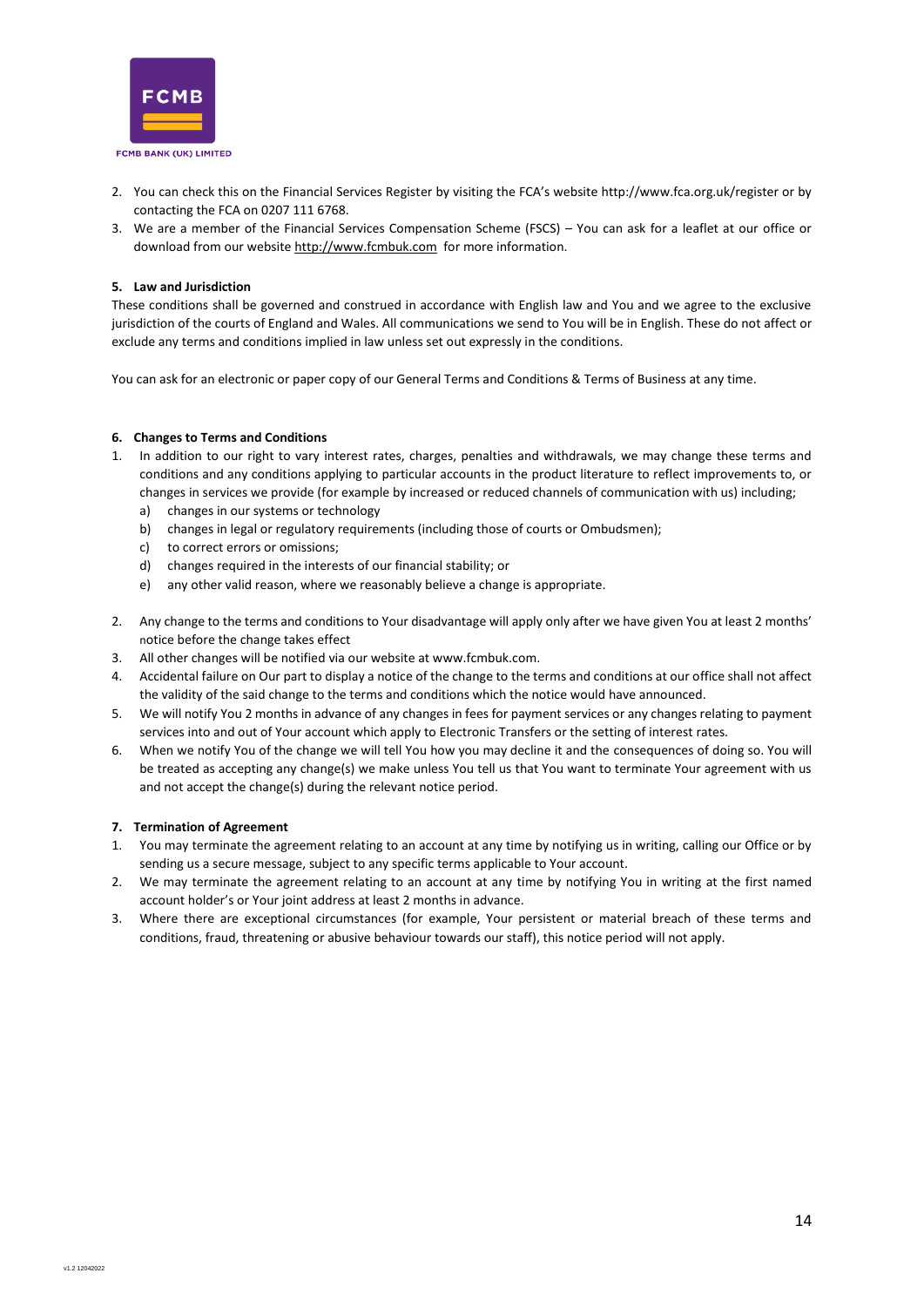2. You can check this on the Financial Services Register by visiting the FCA's website http://www.fca.org.uk/register or by contacting the FCA on 0207 111 6768.
3. We are a member of the Financial Services Compensation Scheme (FSCS) – You can ask for a leaflet at our office or download from our website http://www.fcmbuk.com for more information.

**5. Law and Jurisdiction**

These conditions shall be governed and construed in accordance with English law and You and we agree to the exclusive jurisdiction of the courts of England and Wales. All communications we send to You will be in English. These do not affect or exclude any terms and conditions implied in law unless set out expressly in the conditions.

You can ask for an electronic or paper copy of our General Terms and Conditions & Terms of Business at any time.

**6. Changes to Terms and Conditions**

1. In addition to our right to vary interest rates, charges, penalties and withdrawals, we may change these terms and conditions and any conditions applying to particular accounts in the product literature to reflect improvements to, or changes in services we provide (for example by increased or reduced channels of communication with us) including;
   a) changes in our systems or technology
   b) changes in legal or regulatory requirements (including those of courts or Ombudsmen);
   c) to correct errors or omissions;
   d) changes required in the interests of our financial stability; or
   e) any other valid reason, where we reasonably believe a change is appropriate.
2. Any change to the terms and conditions to Your disadvantage will apply only after we have given You at least 2 months' notice before the change takes effect
3. All other changes will be notified via our website at www.fcmbuk.com.
4. Accidental failure on Our part to display a notice of the change to the terms and conditions at our office shall not affect the validity of the said change to the terms and conditions which the notice would have announced.
5. We will notify You 2 months in advance of any changes in fees for payment services or any changes relating to payment services into and out of Your account which apply to Electronic Transfers or the setting of interest rates.
6. When we notify You of the change we will tell You how you may decline it and the consequences of doing so. You will be treated as accepting any change(s) we make unless You tell us that You want to terminate Your agreement with us and not accept the change(s) during the relevant notice period.

**7. Termination of Agreement**

1. You may terminate the agreement relating to an account at any time by notifying us in writing, calling our Office or by sending us a secure message, subject to any specific terms applicable to Your account.
2. We may terminate the agreement relating to an account at any time by notifying You in writing at the first named account holder's or Your joint address at least 2 months in advance.
3. Where there are exceptional circumstances (for example, Your persistent or material breach of these terms and conditions, fraud, threatening or abusive behaviour towards our staff), this notice period will not apply.